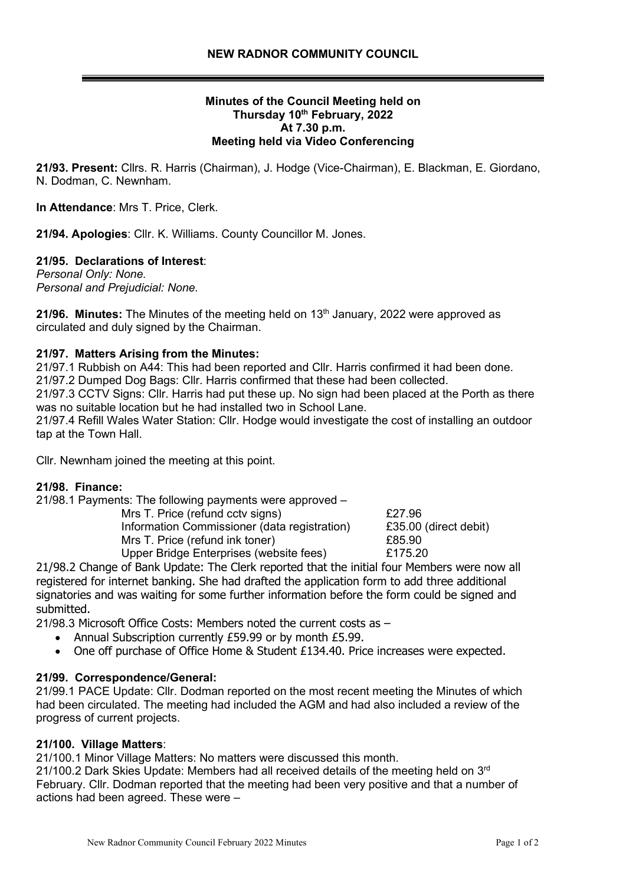## NEW RADNOR COMMUNITY COUNCIL

**Minutes of the Council Meeting held on**
**Thursday 10th February, 2022**
**At 7.30 p.m.**
**Meeting held via Video Conferencing**

**21/93. Present:** Cllrs. R. Harris (Chairman), J. Hodge (Vice-Chairman), E. Blackman, E. Giordano, N. Dodman, C. Newnham.

**In Attendance**: Mrs T. Price, Clerk.

**21/94. Apologies**: Cllr. K. Williams. County Councillor M. Jones.

**21/95. Declarations of Interest**:
*Personal Only: None.*
*Personal and Prejudicial: None.*

**21/96. Minutes:** The Minutes of the meeting held on 13th January, 2022 were approved as circulated and duly signed by the Chairman.

**21/97. Matters Arising from the Minutes:**
21/97.1 Rubbish on A44: This had been reported and Cllr. Harris confirmed it had been done.
21/97.2 Dumped Dog Bags: Cllr. Harris confirmed that these had been collected.
21/97.3 CCTV Signs: Cllr. Harris had put these up. No sign had been placed at the Porth as there was no suitable location but he had installed two in School Lane.
21/97.4 Refill Wales Water Station: Cllr. Hodge would investigate the cost of installing an outdoor tap at the Town Hall.

Cllr. Newnham joined the meeting at this point.

**21/98. Finance:**
21/98.1 Payments: The following payments were approved –

| | |
|---|---|
| Mrs T. Price (refund cctv signs) | £27.96 |
| Information Commissioner (data registration) | £35.00 (direct debit) |
| Mrs T. Price (refund ink toner) | £85.90 |
| Upper Bridge Enterprises (website fees) | £175.20 |

21/98.2 Change of Bank Update: The Clerk reported that the initial four Members were now all registered for internet banking. She had drafted the application form to add three additional signatories and was waiting for some further information before the form could be signed and submitted.
21/98.3 Microsoft Office Costs: Members noted the current costs as –

- Annual Subscription currently £59.99 or by month £5.99.
- One off purchase of Office Home & Student £134.40. Price increases were expected.

**21/99. Correspondence/General:**
21/99.1 PACE Update: Cllr. Dodman reported on the most recent meeting the Minutes of which had been circulated. The meeting had included the AGM and had also included a review of the progress of current projects.

**21/100. Village Matters**:
21/100.1 Minor Village Matters: No matters were discussed this month.
21/100.2 Dark Skies Update: Members had all received details of the meeting held on 3rd February. Cllr. Dodman reported that the meeting had been very positive and that a number of actions had been agreed. These were –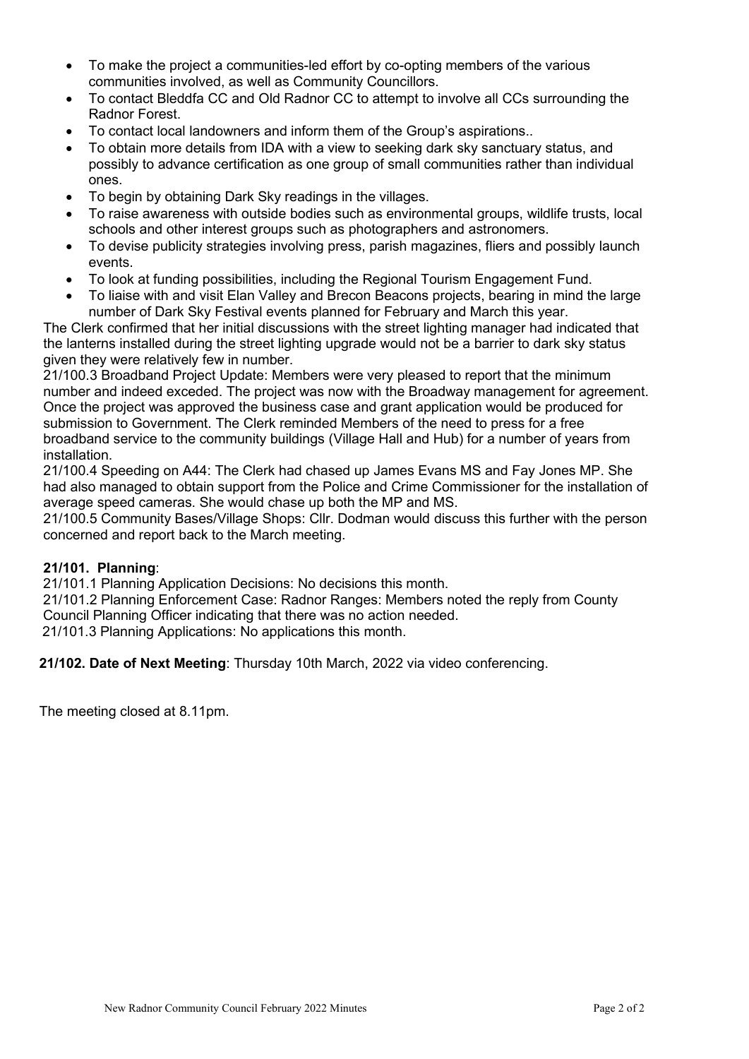- To make the project a communities-led effort by co-opting members of the various communities involved, as well as Community Councillors.
- To contact Bleddfa CC and Old Radnor CC to attempt to involve all CCs surrounding the Radnor Forest.
- To contact local landowners and inform them of the Group's aspirations..
- To obtain more details from IDA with a view to seeking dark sky sanctuary status, and possibly to advance certification as one group of small communities rather than individual ones.
- To begin by obtaining Dark Sky readings in the villages.
- To raise awareness with outside bodies such as environmental groups, wildlife trusts, local schools and other interest groups such as photographers and astronomers.
- To devise publicity strategies involving press, parish magazines, fliers and possibly launch events.
- To look at funding possibilities, including the Regional Tourism Engagement Fund.
- To liaise with and visit Elan Valley and Brecon Beacons projects, bearing in mind the large number of Dark Sky Festival events planned for February and March this year.

The Clerk confirmed that her initial discussions with the street lighting manager had indicated that the lanterns installed during the street lighting upgrade would not be a barrier to dark sky status given they were relatively few in number.

21/100.3 Broadband Project Update: Members were very pleased to report that the minimum number and indeed exceded. The project was now with the Broadway management for agreement. Once the project was approved the business case and grant application would be produced for submission to Government. The Clerk reminded Members of the need to press for a free broadband service to the community buildings (Village Hall and Hub) for a number of years from installation.

21/100.4 Speeding on A44: The Clerk had chased up James Evans MS and Fay Jones MP. She had also managed to obtain support from the Police and Crime Commissioner for the installation of average speed cameras. She would chase up both the MP and MS.

21/100.5 Community Bases/Village Shops: Cllr. Dodman would discuss this further with the person concerned and report back to the March meeting.

**21/101. Planning**:

21/101.1 Planning Application Decisions: No decisions this month.

21/101.2 Planning Enforcement Case: Radnor Ranges: Members noted the reply from County Council Planning Officer indicating that there was no action needed.

21/101.3 Planning Applications: No applications this month.

**21/102. Date of Next Meeting**: Thursday 10th March, 2022 via video conferencing.

The meeting closed at 8.11pm.